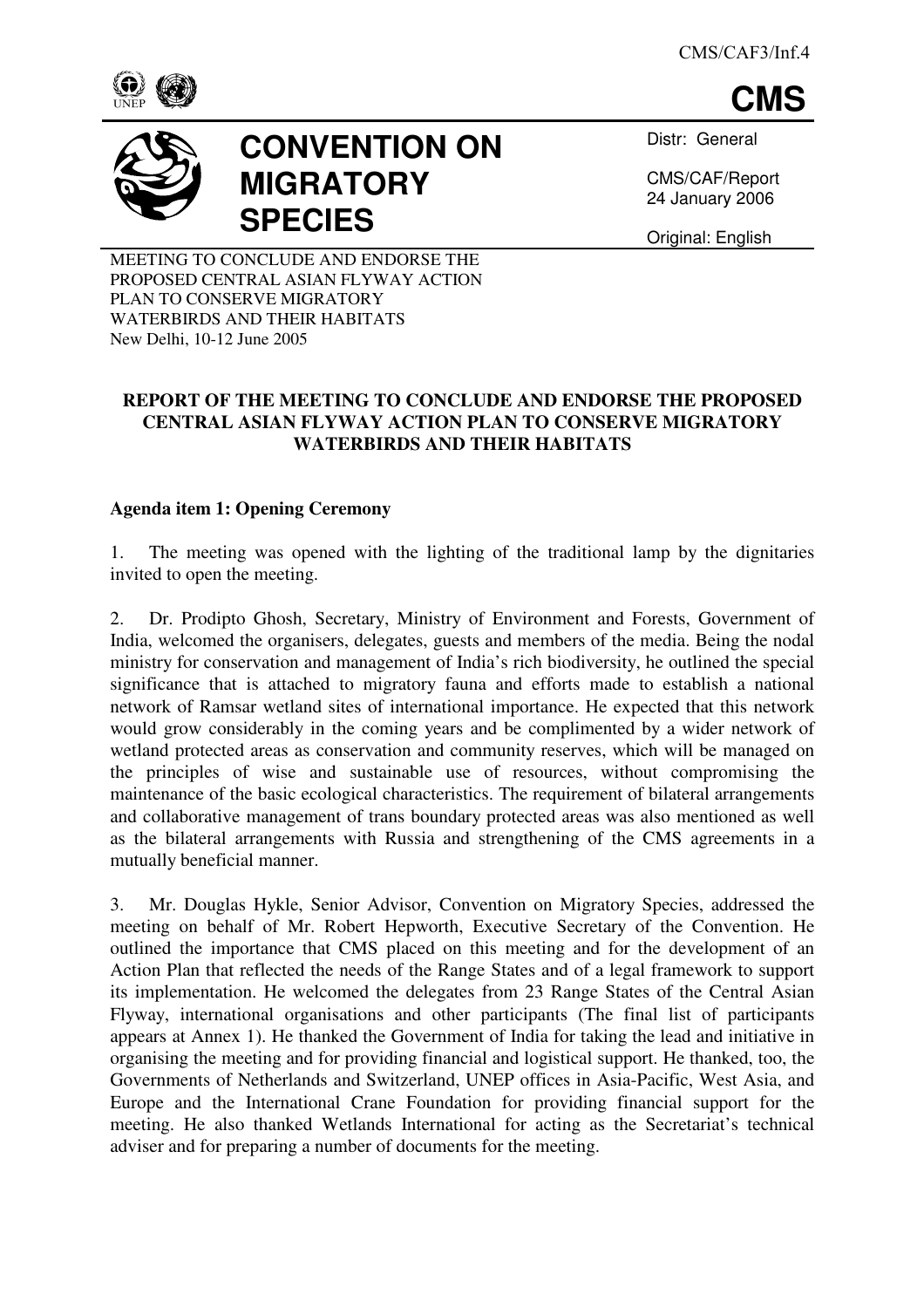CMS/CAF3/Inf.4

**CMS**

# CONVENTION ON MIGRATORY SPECIES

Distr: General

CMS/CAF/Report
24 January 2006

Original: English

MEETING TO CONCLUDE AND ENDORSE THE PROPOSED CENTRAL ASIAN FLYWAY ACTION PLAN TO CONSERVE MIGRATORY WATERBIRDS AND THEIR HABITATS
New Delhi, 10-12 June 2005

## REPORT OF THE MEETING TO CONCLUDE AND ENDORSE THE PROPOSED CENTRAL ASIAN FLYWAY ACTION PLAN TO CONSERVE MIGRATORY WATERBIRDS AND THEIR HABITATS

### Agenda item 1: Opening Ceremony

1. The meeting was opened with the lighting of the traditional lamp by the dignitaries invited to open the meeting.

2. Dr. Prodipto Ghosh, Secretary, Ministry of Environment and Forests, Government of India, welcomed the organisers, delegates, guests and members of the media. Being the nodal ministry for conservation and management of India's rich biodiversity, he outlined the special significance that is attached to migratory fauna and efforts made to establish a national network of Ramsar wetland sites of international importance. He expected that this network would grow considerably in the coming years and be complimented by a wider network of wetland protected areas as conservation and community reserves, which will be managed on the principles of wise and sustainable use of resources, without compromising the maintenance of the basic ecological characteristics. The requirement of bilateral arrangements and collaborative management of trans boundary protected areas was also mentioned as well as the bilateral arrangements with Russia and strengthening of the CMS agreements in a mutually beneficial manner.

3. Mr. Douglas Hykle, Senior Advisor, Convention on Migratory Species, addressed the meeting on behalf of Mr. Robert Hepworth, Executive Secretary of the Convention. He outlined the importance that CMS placed on this meeting and for the development of an Action Plan that reflected the needs of the Range States and of a legal framework to support its implementation. He welcomed the delegates from 23 Range States of the Central Asian Flyway, international organisations and other participants (The final list of participants appears at Annex 1). He thanked the Government of India for taking the lead and initiative in organising the meeting and for providing financial and logistical support. He thanked, too, the Governments of Netherlands and Switzerland, UNEP offices in Asia-Pacific, West Asia, and Europe and the International Crane Foundation for providing financial support for the meeting. He also thanked Wetlands International for acting as the Secretariat's technical adviser and for preparing a number of documents for the meeting.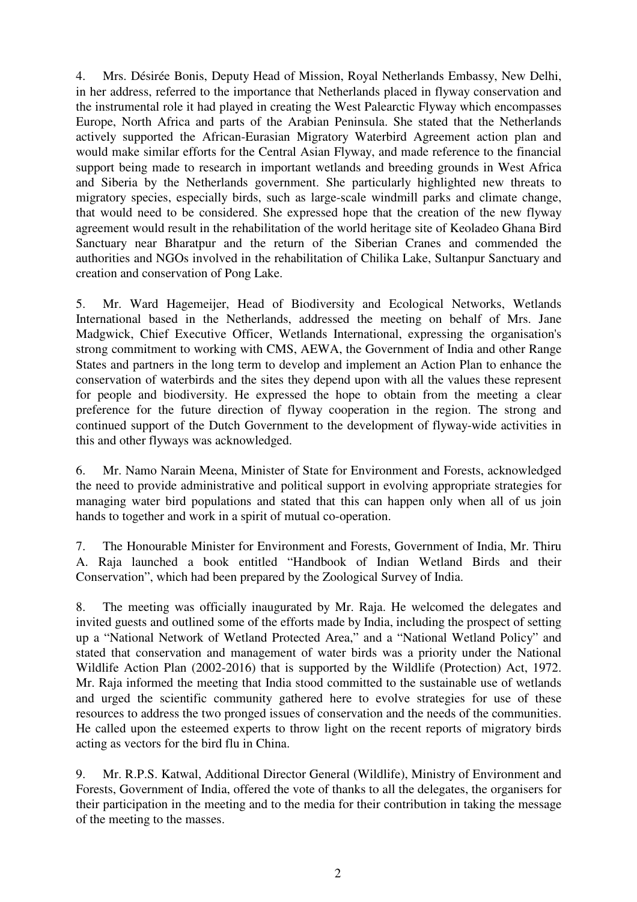4. Mrs. Désirée Bonis, Deputy Head of Mission, Royal Netherlands Embassy, New Delhi, in her address, referred to the importance that Netherlands placed in flyway conservation and the instrumental role it had played in creating the West Palearctic Flyway which encompasses Europe, North Africa and parts of the Arabian Peninsula. She stated that the Netherlands actively supported the African-Eurasian Migratory Waterbird Agreement action plan and would make similar efforts for the Central Asian Flyway, and made reference to the financial support being made to research in important wetlands and breeding grounds in West Africa and Siberia by the Netherlands government. She particularly highlighted new threats to migratory species, especially birds, such as large-scale windmill parks and climate change, that would need to be considered. She expressed hope that the creation of the new flyway agreement would result in the rehabilitation of the world heritage site of Keoladeo Ghana Bird Sanctuary near Bharatpur and the return of the Siberian Cranes and commended the authorities and NGOs involved in the rehabilitation of Chilika Lake, Sultanpur Sanctuary and creation and conservation of Pong Lake.

5. Mr. Ward Hagemeijer, Head of Biodiversity and Ecological Networks, Wetlands International based in the Netherlands, addressed the meeting on behalf of Mrs. Jane Madgwick, Chief Executive Officer, Wetlands International, expressing the organisation's strong commitment to working with CMS, AEWA, the Government of India and other Range States and partners in the long term to develop and implement an Action Plan to enhance the conservation of waterbirds and the sites they depend upon with all the values these represent for people and biodiversity. He expressed the hope to obtain from the meeting a clear preference for the future direction of flyway cooperation in the region. The strong and continued support of the Dutch Government to the development of flyway-wide activities in this and other flyways was acknowledged.

6. Mr. Namo Narain Meena, Minister of State for Environment and Forests, acknowledged the need to provide administrative and political support in evolving appropriate strategies for managing water bird populations and stated that this can happen only when all of us join hands to together and work in a spirit of mutual co-operation.

7. The Honourable Minister for Environment and Forests, Government of India, Mr. Thiru A. Raja launched a book entitled "Handbook of Indian Wetland Birds and their Conservation", which had been prepared by the Zoological Survey of India.

8. The meeting was officially inaugurated by Mr. Raja. He welcomed the delegates and invited guests and outlined some of the efforts made by India, including the prospect of setting up a "National Network of Wetland Protected Area," and a "National Wetland Policy" and stated that conservation and management of water birds was a priority under the National Wildlife Action Plan (2002-2016) that is supported by the Wildlife (Protection) Act, 1972. Mr. Raja informed the meeting that India stood committed to the sustainable use of wetlands and urged the scientific community gathered here to evolve strategies for use of these resources to address the two pronged issues of conservation and the needs of the communities. He called upon the esteemed experts to throw light on the recent reports of migratory birds acting as vectors for the bird flu in China.

9. Mr. R.P.S. Katwal, Additional Director General (Wildlife), Ministry of Environment and Forests, Government of India, offered the vote of thanks to all the delegates, the organisers for their participation in the meeting and to the media for their contribution in taking the message of the meeting to the masses.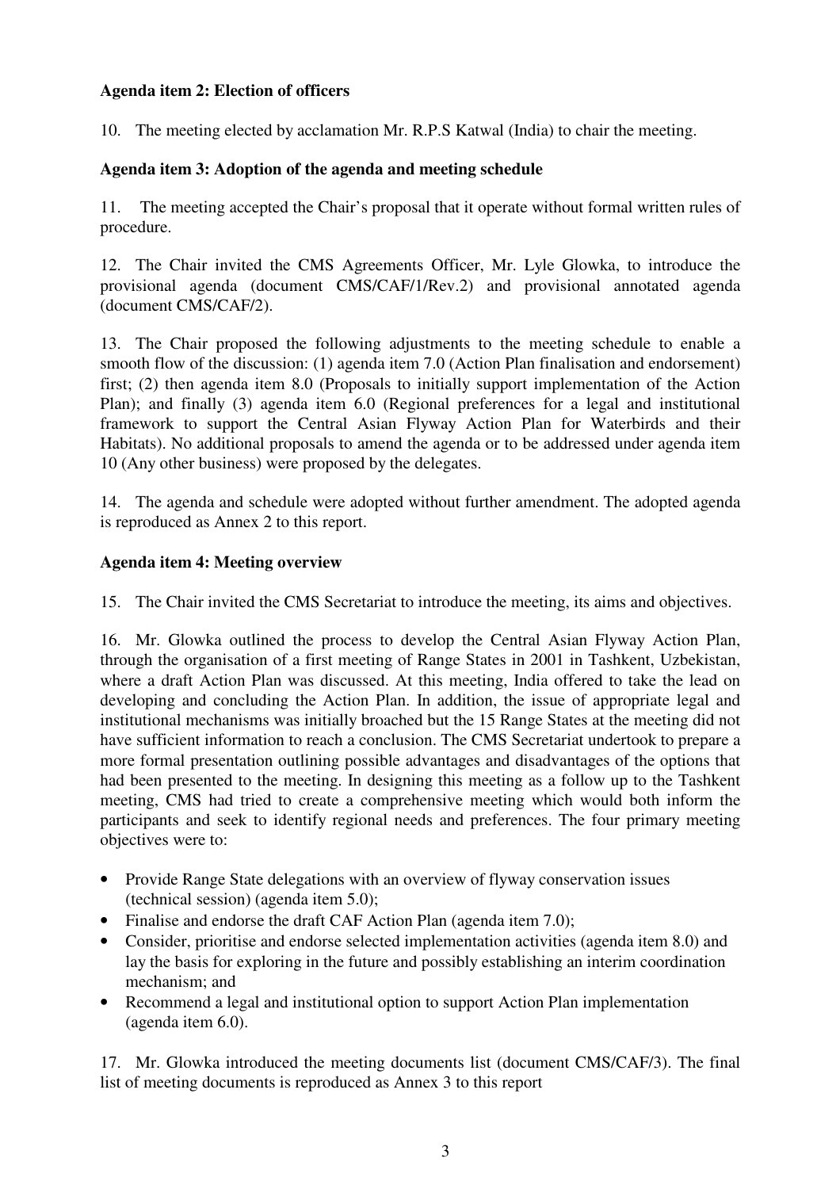**Agenda item 2: Election of officers**

10. The meeting elected by acclamation Mr. R.P.S Katwal (India) to chair the meeting.

**Agenda item 3: Adoption of the agenda and meeting schedule**

11. The meeting accepted the Chair's proposal that it operate without formal written rules of procedure.

12. The Chair invited the CMS Agreements Officer, Mr. Lyle Glowka, to introduce the provisional agenda (document CMS/CAF/1/Rev.2) and provisional annotated agenda (document CMS/CAF/2).

13. The Chair proposed the following adjustments to the meeting schedule to enable a smooth flow of the discussion: (1) agenda item 7.0 (Action Plan finalisation and endorsement) first; (2) then agenda item 8.0 (Proposals to initially support implementation of the Action Plan); and finally (3) agenda item 6.0 (Regional preferences for a legal and institutional framework to support the Central Asian Flyway Action Plan for Waterbirds and their Habitats). No additional proposals to amend the agenda or to be addressed under agenda item 10 (Any other business) were proposed by the delegates.

14. The agenda and schedule were adopted without further amendment. The adopted agenda is reproduced as Annex 2 to this report.

**Agenda item 4: Meeting overview**

15. The Chair invited the CMS Secretariat to introduce the meeting, its aims and objectives.

16. Mr. Glowka outlined the process to develop the Central Asian Flyway Action Plan, through the organisation of a first meeting of Range States in 2001 in Tashkent, Uzbekistan, where a draft Action Plan was discussed. At this meeting, India offered to take the lead on developing and concluding the Action Plan. In addition, the issue of appropriate legal and institutional mechanisms was initially broached but the 15 Range States at the meeting did not have sufficient information to reach a conclusion. The CMS Secretariat undertook to prepare a more formal presentation outlining possible advantages and disadvantages of the options that had been presented to the meeting. In designing this meeting as a follow up to the Tashkent meeting, CMS had tried to create a comprehensive meeting which would both inform the participants and seek to identify regional needs and preferences. The four primary meeting objectives were to:

- Provide Range State delegations with an overview of flyway conservation issues (technical session) (agenda item 5.0);
- Finalise and endorse the draft CAF Action Plan (agenda item 7.0);
- Consider, prioritise and endorse selected implementation activities (agenda item 8.0) and lay the basis for exploring in the future and possibly establishing an interim coordination mechanism; and
- Recommend a legal and institutional option to support Action Plan implementation (agenda item 6.0).

17. Mr. Glowka introduced the meeting documents list (document CMS/CAF/3). The final list of meeting documents is reproduced as Annex 3 to this report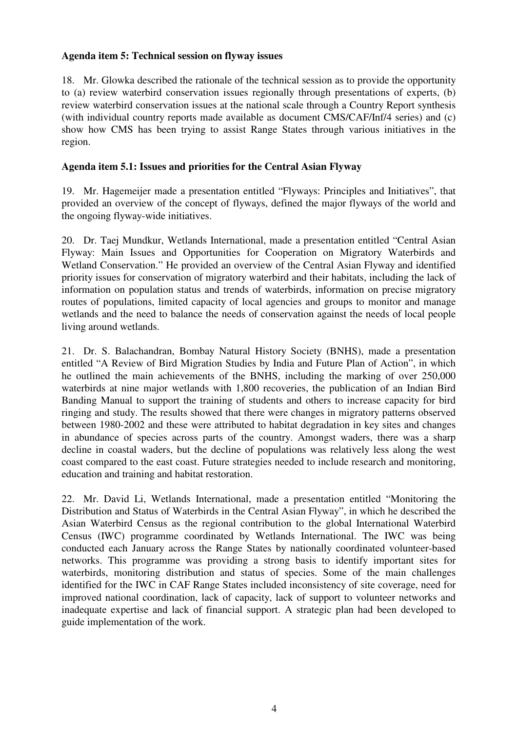**Agenda item 5: Technical session on flyway issues**

18. Mr. Glowka described the rationale of the technical session as to provide the opportunity to (a) review waterbird conservation issues regionally through presentations of experts, (b) review waterbird conservation issues at the national scale through a Country Report synthesis (with individual country reports made available as document CMS/CAF/Inf/4 series) and (c) show how CMS has been trying to assist Range States through various initiatives in the region.

**Agenda item 5.1: Issues and priorities for the Central Asian Flyway**

19. Mr. Hagemeijer made a presentation entitled "Flyways: Principles and Initiatives", that provided an overview of the concept of flyways, defined the major flyways of the world and the ongoing flyway-wide initiatives.

20. Dr. Taej Mundkur, Wetlands International, made a presentation entitled "Central Asian Flyway: Main Issues and Opportunities for Cooperation on Migratory Waterbirds and Wetland Conservation." He provided an overview of the Central Asian Flyway and identified priority issues for conservation of migratory waterbird and their habitats, including the lack of information on population status and trends of waterbirds, information on precise migratory routes of populations, limited capacity of local agencies and groups to monitor and manage wetlands and the need to balance the needs of conservation against the needs of local people living around wetlands.

21. Dr. S. Balachandran, Bombay Natural History Society (BNHS), made a presentation entitled "A Review of Bird Migration Studies by India and Future Plan of Action", in which he outlined the main achievements of the BNHS, including the marking of over 250,000 waterbirds at nine major wetlands with 1,800 recoveries, the publication of an Indian Bird Banding Manual to support the training of students and others to increase capacity for bird ringing and study. The results showed that there were changes in migratory patterns observed between 1980-2002 and these were attributed to habitat degradation in key sites and changes in abundance of species across parts of the country. Amongst waders, there was a sharp decline in coastal waders, but the decline of populations was relatively less along the west coast compared to the east coast. Future strategies needed to include research and monitoring, education and training and habitat restoration.

22. Mr. David Li, Wetlands International, made a presentation entitled "Monitoring the Distribution and Status of Waterbirds in the Central Asian Flyway", in which he described the Asian Waterbird Census as the regional contribution to the global International Waterbird Census (IWC) programme coordinated by Wetlands International. The IWC was being conducted each January across the Range States by nationally coordinated volunteer-based networks. This programme was providing a strong basis to identify important sites for waterbirds, monitoring distribution and status of species. Some of the main challenges identified for the IWC in CAF Range States included inconsistency of site coverage, need for improved national coordination, lack of capacity, lack of support to volunteer networks and inadequate expertise and lack of financial support. A strategic plan had been developed to guide implementation of the work.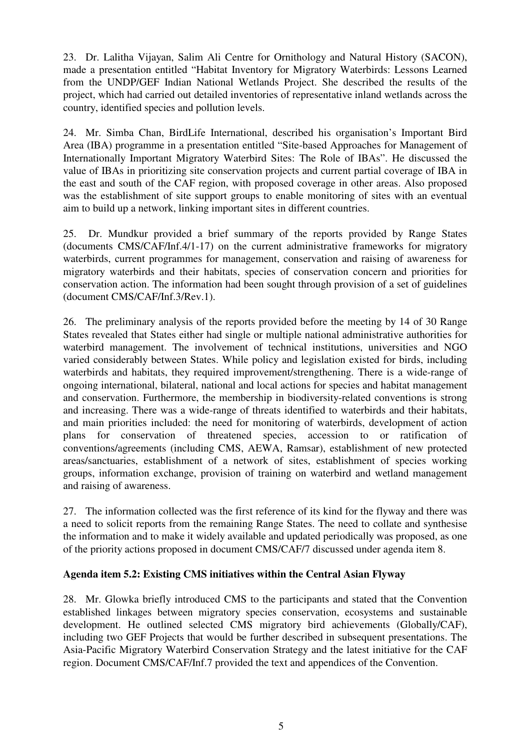23. Dr. Lalitha Vijayan, Salim Ali Centre for Ornithology and Natural History (SACON), made a presentation entitled "Habitat Inventory for Migratory Waterbirds: Lessons Learned from the UNDP/GEF Indian National Wetlands Project. She described the results of the project, which had carried out detailed inventories of representative inland wetlands across the country, identified species and pollution levels.

24. Mr. Simba Chan, BirdLife International, described his organisation's Important Bird Area (IBA) programme in a presentation entitled "Site-based Approaches for Management of Internationally Important Migratory Waterbird Sites: The Role of IBAs". He discussed the value of IBAs in prioritizing site conservation projects and current partial coverage of IBA in the east and south of the CAF region, with proposed coverage in other areas. Also proposed was the establishment of site support groups to enable monitoring of sites with an eventual aim to build up a network, linking important sites in different countries.

25. Dr. Mundkur provided a brief summary of the reports provided by Range States (documents CMS/CAF/Inf.4/1-17) on the current administrative frameworks for migratory waterbirds, current programmes for management, conservation and raising of awareness for migratory waterbirds and their habitats, species of conservation concern and priorities for conservation action. The information had been sought through provision of a set of guidelines (document CMS/CAF/Inf.3/Rev.1).

26. The preliminary analysis of the reports provided before the meeting by 14 of 30 Range States revealed that States either had single or multiple national administrative authorities for waterbird management. The involvement of technical institutions, universities and NGO varied considerably between States. While policy and legislation existed for birds, including waterbirds and habitats, they required improvement/strengthening. There is a wide-range of ongoing international, bilateral, national and local actions for species and habitat management and conservation. Furthermore, the membership in biodiversity-related conventions is strong and increasing. There was a wide-range of threats identified to waterbirds and their habitats, and main priorities included: the need for monitoring of waterbirds, development of action plans for conservation of threatened species, accession to or ratification of conventions/agreements (including CMS, AEWA, Ramsar), establishment of new protected areas/sanctuaries, establishment of a network of sites, establishment of species working groups, information exchange, provision of training on waterbird and wetland management and raising of awareness.

27. The information collected was the first reference of its kind for the flyway and there was a need to solicit reports from the remaining Range States. The need to collate and synthesise the information and to make it widely available and updated periodically was proposed, as one of the priority actions proposed in document CMS/CAF/7 discussed under agenda item 8.

**Agenda item 5.2: Existing CMS initiatives within the Central Asian Flyway**

28. Mr. Glowka briefly introduced CMS to the participants and stated that the Convention established linkages between migratory species conservation, ecosystems and sustainable development. He outlined selected CMS migratory bird achievements (Globally/CAF), including two GEF Projects that would be further described in subsequent presentations. The Asia-Pacific Migratory Waterbird Conservation Strategy and the latest initiative for the CAF region. Document CMS/CAF/Inf.7 provided the text and appendices of the Convention.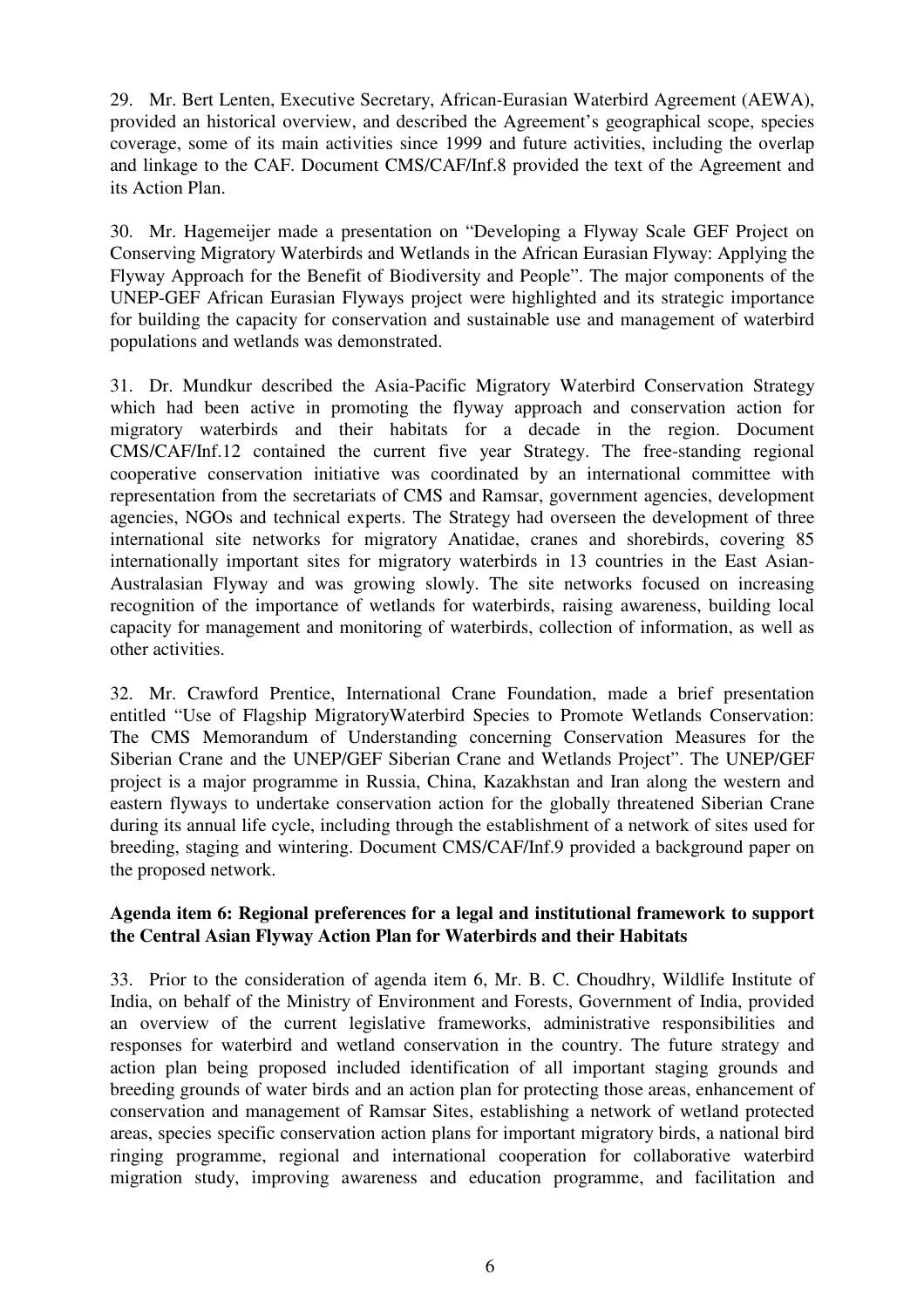29. Mr. Bert Lenten, Executive Secretary, African-Eurasian Waterbird Agreement (AEWA), provided an historical overview, and described the Agreement's geographical scope, species coverage, some of its main activities since 1999 and future activities, including the overlap and linkage to the CAF. Document CMS/CAF/Inf.8 provided the text of the Agreement and its Action Plan.

30. Mr. Hagemeijer made a presentation on "Developing a Flyway Scale GEF Project on Conserving Migratory Waterbirds and Wetlands in the African Eurasian Flyway: Applying the Flyway Approach for the Benefit of Biodiversity and People". The major components of the UNEP-GEF African Eurasian Flyways project were highlighted and its strategic importance for building the capacity for conservation and sustainable use and management of waterbird populations and wetlands was demonstrated.

31. Dr. Mundkur described the Asia-Pacific Migratory Waterbird Conservation Strategy which had been active in promoting the flyway approach and conservation action for migratory waterbirds and their habitats for a decade in the region. Document CMS/CAF/Inf.12 contained the current five year Strategy. The free-standing regional cooperative conservation initiative was coordinated by an international committee with representation from the secretariats of CMS and Ramsar, government agencies, development agencies, NGOs and technical experts. The Strategy had overseen the development of three international site networks for migratory Anatidae, cranes and shorebirds, covering 85 internationally important sites for migratory waterbirds in 13 countries in the East Asian-Australasian Flyway and was growing slowly. The site networks focused on increasing recognition of the importance of wetlands for waterbirds, raising awareness, building local capacity for management and monitoring of waterbirds, collection of information, as well as other activities.

32. Mr. Crawford Prentice, International Crane Foundation, made a brief presentation entitled "Use of Flagship MigratoryWaterbird Species to Promote Wetlands Conservation: The CMS Memorandum of Understanding concerning Conservation Measures for the Siberian Crane and the UNEP/GEF Siberian Crane and Wetlands Project". The UNEP/GEF project is a major programme in Russia, China, Kazakhstan and Iran along the western and eastern flyways to undertake conservation action for the globally threatened Siberian Crane during its annual life cycle, including through the establishment of a network of sites used for breeding, staging and wintering. Document CMS/CAF/Inf.9 provided a background paper on the proposed network.

**Agenda item 6: Regional preferences for a legal and institutional framework to support the Central Asian Flyway Action Plan for Waterbirds and their Habitats**

33. Prior to the consideration of agenda item 6, Mr. B. C. Choudhry, Wildlife Institute of India, on behalf of the Ministry of Environment and Forests, Government of India, provided an overview of the current legislative frameworks, administrative responsibilities and responses for waterbird and wetland conservation in the country. The future strategy and action plan being proposed included identification of all important staging grounds and breeding grounds of water birds and an action plan for protecting those areas, enhancement of conservation and management of Ramsar Sites, establishing a network of wetland protected areas, species specific conservation action plans for important migratory birds, a national bird ringing programme, regional and international cooperation for collaborative waterbird migration study, improving awareness and education programme, and facilitation and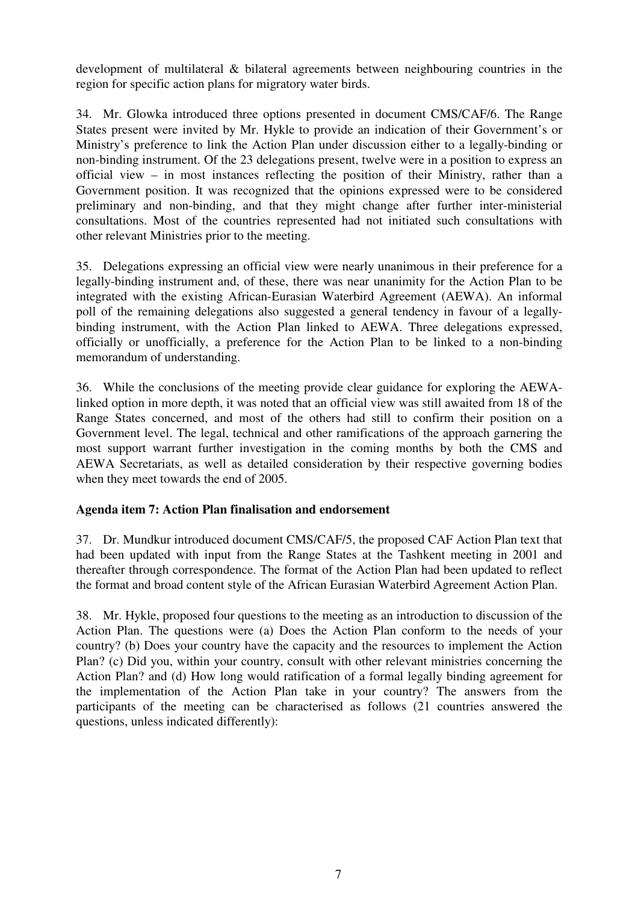development of multilateral & bilateral agreements between neighbouring countries in the region for specific action plans for migratory water birds.

34. Mr. Glowka introduced three options presented in document CMS/CAF/6. The Range States present were invited by Mr. Hykle to provide an indication of their Government's or Ministry's preference to link the Action Plan under discussion either to a legally-binding or non-binding instrument. Of the 23 delegations present, twelve were in a position to express an official view – in most instances reflecting the position of their Ministry, rather than a Government position. It was recognized that the opinions expressed were to be considered preliminary and non-binding, and that they might change after further inter-ministerial consultations. Most of the countries represented had not initiated such consultations with other relevant Ministries prior to the meeting.

35. Delegations expressing an official view were nearly unanimous in their preference for a legally-binding instrument and, of these, there was near unanimity for the Action Plan to be integrated with the existing African-Eurasian Waterbird Agreement (AEWA). An informal poll of the remaining delegations also suggested a general tendency in favour of a legally-binding instrument, with the Action Plan linked to AEWA. Three delegations expressed, officially or unofficially, a preference for the Action Plan to be linked to a non-binding memorandum of understanding.

36. While the conclusions of the meeting provide clear guidance for exploring the AEWA-linked option in more depth, it was noted that an official view was still awaited from 18 of the Range States concerned, and most of the others had still to confirm their position on a Government level. The legal, technical and other ramifications of the approach garnering the most support warrant further investigation in the coming months by both the CMS and AEWA Secretariats, as well as detailed consideration by their respective governing bodies when they meet towards the end of 2005.

**Agenda item 7: Action Plan finalisation and endorsement**

37. Dr. Mundkur introduced document CMS/CAF/5, the proposed CAF Action Plan text that had been updated with input from the Range States at the Tashkent meeting in 2001 and thereafter through correspondence. The format of the Action Plan had been updated to reflect the format and broad content style of the African Eurasian Waterbird Agreement Action Plan.

38. Mr. Hykle, proposed four questions to the meeting as an introduction to discussion of the Action Plan. The questions were (a) Does the Action Plan conform to the needs of your country? (b) Does your country have the capacity and the resources to implement the Action Plan? (c) Did you, within your country, consult with other relevant ministries concerning the Action Plan? and (d) How long would ratification of a formal legally binding agreement for the implementation of the Action Plan take in your country? The answers from the participants of the meeting can be characterised as follows (21 countries answered the questions, unless indicated differently):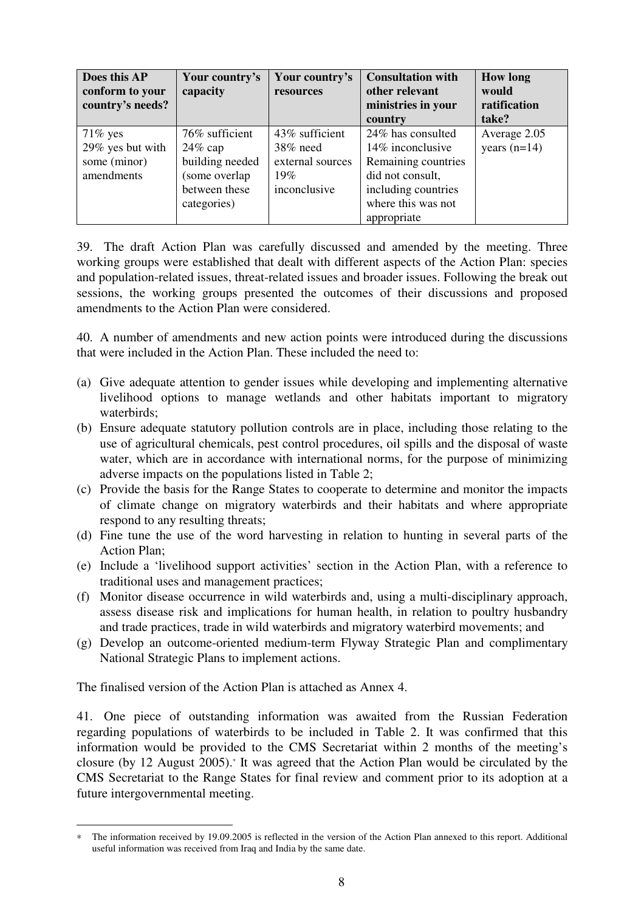| Does this AP conform to your country's needs? | Your country's capacity | Your country's resources | Consultation with other relevant ministries in your country | How long would ratification take? |
|---|---|---|---|---|
| 71% yes<br>29% yes but with some (minor) amendments | 76% sufficient<br>24% cap building needed (some overlap between these categories) | 43% sufficient<br>38% need external sources<br>19% inconclusive | 24% has consulted<br>14% inconclusive<br>Remaining countries did not consult, including countries where this was not appropriate | Average 2.05 years (n=14) |

39. The draft Action Plan was carefully discussed and amended by the meeting. Three working groups were established that dealt with different aspects of the Action Plan: species and population-related issues, threat-related issues and broader issues. Following the break out sessions, the working groups presented the outcomes of their discussions and proposed amendments to the Action Plan were considered.

40. A number of amendments and new action points were introduced during the discussions that were included in the Action Plan. These included the need to:

(a) Give adequate attention to gender issues while developing and implementing alternative livelihood options to manage wetlands and other habitats important to migratory waterbirds;
(b) Ensure adequate statutory pollution controls are in place, including those relating to the use of agricultural chemicals, pest control procedures, oil spills and the disposal of waste water, which are in accordance with international norms, for the purpose of minimizing adverse impacts on the populations listed in Table 2;
(c) Provide the basis for the Range States to cooperate to determine and monitor the impacts of climate change on migratory waterbirds and their habitats and where appropriate respond to any resulting threats;
(d) Fine tune the use of the word harvesting in relation to hunting in several parts of the Action Plan;
(e) Include a 'livelihood support activities' section in the Action Plan, with a reference to traditional uses and management practices;
(f) Monitor disease occurrence in wild waterbirds and, using a multi-disciplinary approach, assess disease risk and implications for human health, in relation to poultry husbandry and trade practices, trade in wild waterbirds and migratory waterbird movements; and
(g) Develop an outcome-oriented medium-term Flyway Strategic Plan and complimentary National Strategic Plans to implement actions.

The finalised version of the Action Plan is attached as Annex 4.

41. One piece of outstanding information was awaited from the Russian Federation regarding populations of waterbirds to be included in Table 2. It was confirmed that this information would be provided to the CMS Secretariat within 2 months of the meeting's closure (by 12 August 2005).[*] It was agreed that the Action Plan would be circulated by the CMS Secretariat to the Range States for final review and comment prior to its adoption at a future intergovernmental meeting.

---

[*] The information received by 19.09.2005 is reflected in the version of the Action Plan annexed to this report. Additional useful information was received from Iraq and India by the same date.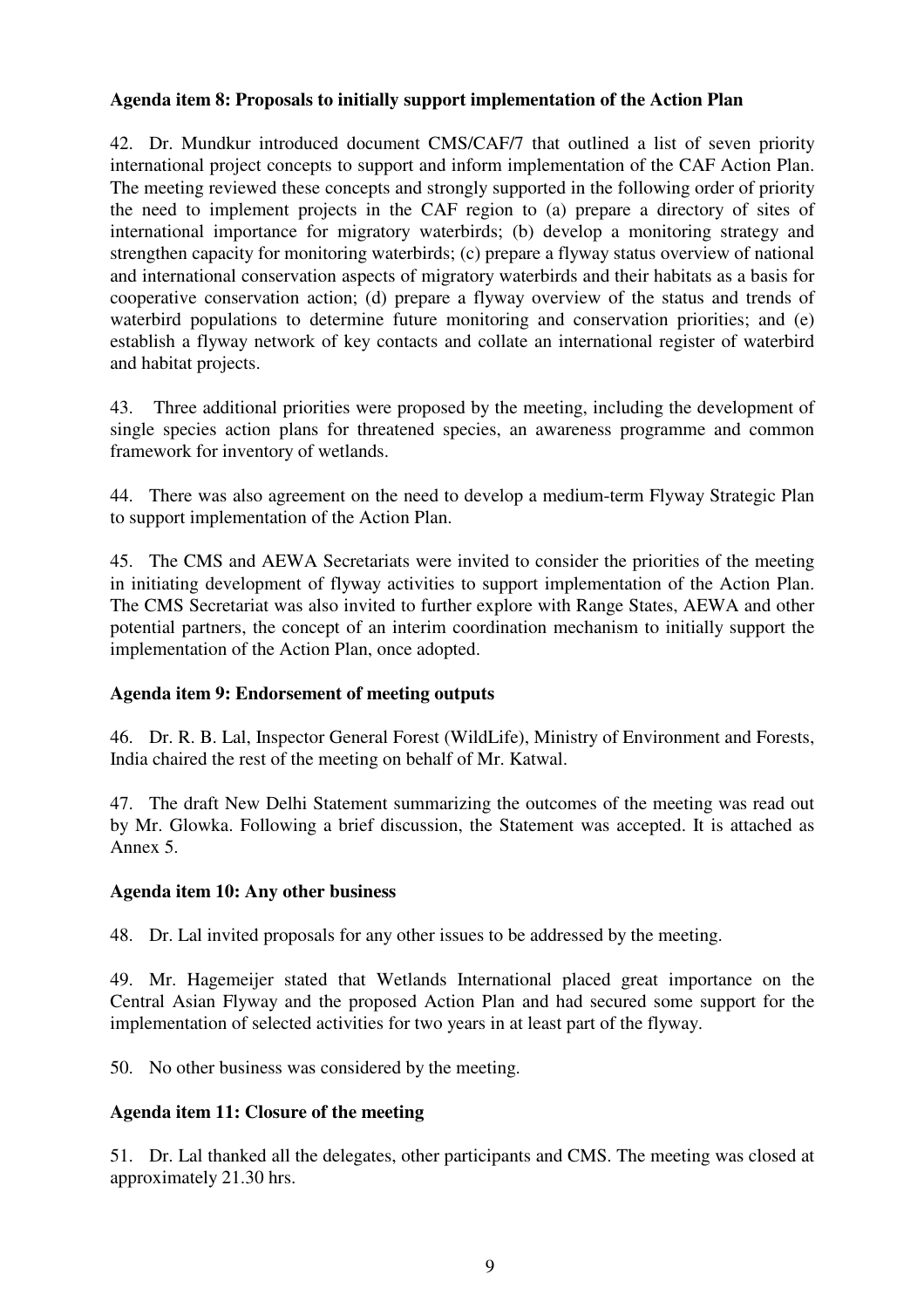**Agenda item 8: Proposals to initially support implementation of the Action Plan**

42. Dr. Mundkur introduced document CMS/CAF/7 that outlined a list of seven priority international project concepts to support and inform implementation of the CAF Action Plan. The meeting reviewed these concepts and strongly supported in the following order of priority the need to implement projects in the CAF region to (a) prepare a directory of sites of international importance for migratory waterbirds; (b) develop a monitoring strategy and strengthen capacity for monitoring waterbirds; (c) prepare a flyway status overview of national and international conservation aspects of migratory waterbirds and their habitats as a basis for cooperative conservation action; (d) prepare a flyway overview of the status and trends of waterbird populations to determine future monitoring and conservation priorities; and (e) establish a flyway network of key contacts and collate an international register of waterbird and habitat projects.

43. Three additional priorities were proposed by the meeting, including the development of single species action plans for threatened species, an awareness programme and common framework for inventory of wetlands.

44. There was also agreement on the need to develop a medium-term Flyway Strategic Plan to support implementation of the Action Plan.

45. The CMS and AEWA Secretariats were invited to consider the priorities of the meeting in initiating development of flyway activities to support implementation of the Action Plan. The CMS Secretariat was also invited to further explore with Range States, AEWA and other potential partners, the concept of an interim coordination mechanism to initially support the implementation of the Action Plan, once adopted.

**Agenda item 9: Endorsement of meeting outputs**

46. Dr. R. B. Lal, Inspector General Forest (WildLife), Ministry of Environment and Forests, India chaired the rest of the meeting on behalf of Mr. Katwal.

47. The draft New Delhi Statement summarizing the outcomes of the meeting was read out by Mr. Glowka. Following a brief discussion, the Statement was accepted. It is attached as Annex 5.

**Agenda item 10: Any other business**

48. Dr. Lal invited proposals for any other issues to be addressed by the meeting.

49. Mr. Hagemeijer stated that Wetlands International placed great importance on the Central Asian Flyway and the proposed Action Plan and had secured some support for the implementation of selected activities for two years in at least part of the flyway.

50. No other business was considered by the meeting.

**Agenda item 11: Closure of the meeting**

51. Dr. Lal thanked all the delegates, other participants and CMS. The meeting was closed at approximately 21.30 hrs.